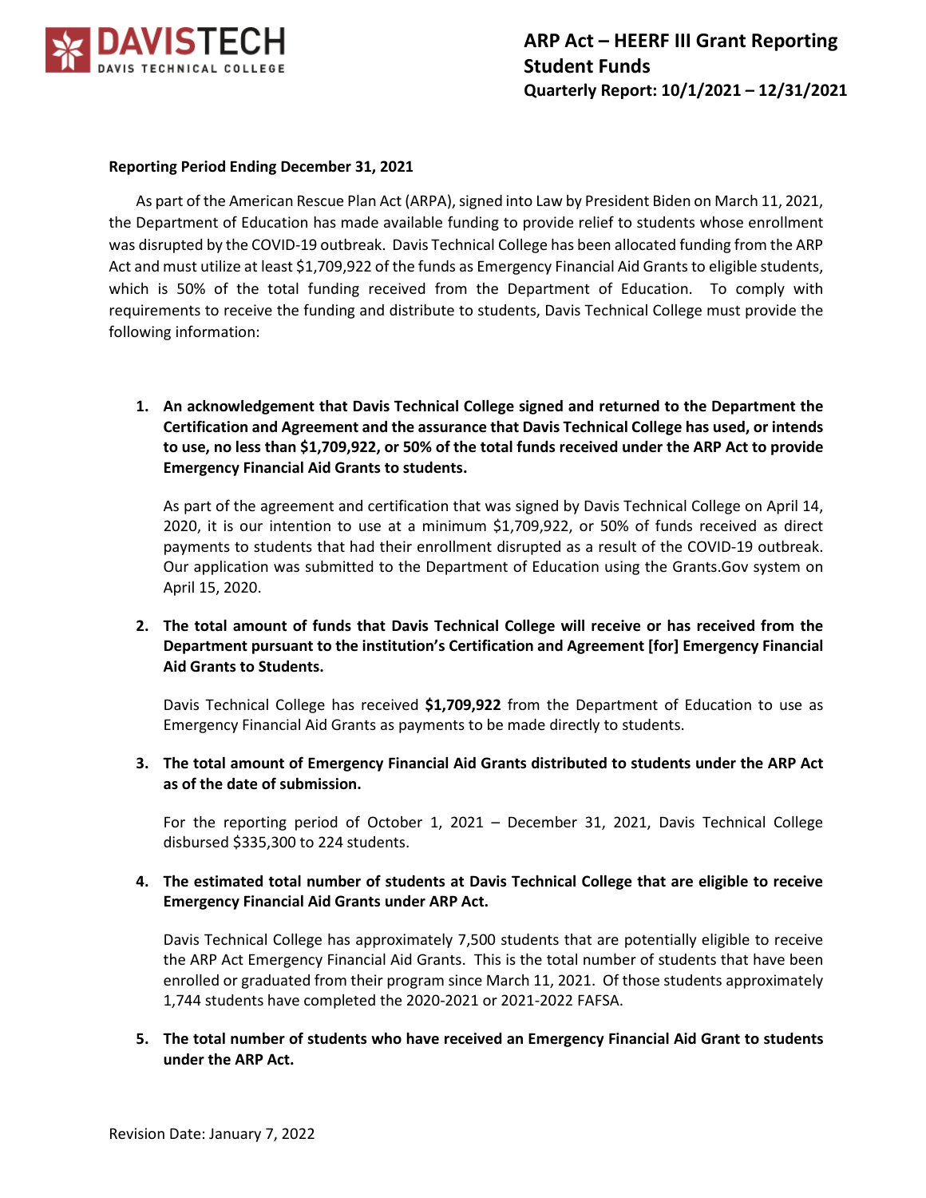# ARP Act – HEERF III Grant Reporting Student Funds

**Quarterly Report: 10/1/2021 – 12/31/2021**

**Reporting Period Ending December 31, 2021**

As part of the American Rescue Plan Act (ARPA), signed into Law by President Biden on March 11, 2021, the Department of Education has made available funding to provide relief to students whose enrollment was disrupted by the COVID-19 outbreak. Davis Technical College has been allocated funding from the ARP Act and must utilize at least $1,709,922 of the funds as Emergency Financial Aid Grants to eligible students, which is 50% of the total funding received from the Department of Education. To comply with requirements to receive the funding and distribute to students, Davis Technical College must provide the following information:

1. **An acknowledgement that Davis Technical College signed and returned to the Department the Certification and Agreement and the assurance that Davis Technical College has used, or intends to use, no less than $1,709,922, or 50% of the total funds received under the ARP Act to provide Emergency Financial Aid Grants to students.**

   As part of the agreement and certification that was signed by Davis Technical College on April 14, 2020, it is our intention to use at a minimum $1,709,922, or 50% of funds received as direct payments to students that had their enrollment disrupted as a result of the COVID-19 outbreak. Our application was submitted to the Department of Education using the Grants.Gov system on April 15, 2020.

2. **The total amount of funds that Davis Technical College will receive or has received from the Department pursuant to the institution's Certification and Agreement [for] Emergency Financial Aid Grants to Students.**

   Davis Technical College has received **$1,709,922** from the Department of Education to use as Emergency Financial Aid Grants as payments to be made directly to students.

3. **The total amount of Emergency Financial Aid Grants distributed to students under the ARP Act as of the date of submission.**

   For the reporting period of October 1, 2021 – December 31, 2021, Davis Technical College disbursed $335,300 to 224 students.

4. **The estimated total number of students at Davis Technical College that are eligible to receive Emergency Financial Aid Grants under ARP Act.**

   Davis Technical College has approximately 7,500 students that are potentially eligible to receive the ARP Act Emergency Financial Aid Grants. This is the total number of students that have been enrolled or graduated from their program since March 11, 2021. Of those students approximately 1,744 students have completed the 2020-2021 or 2021-2022 FAFSA.

5. **The total number of students who have received an Emergency Financial Aid Grant to students under the ARP Act.**

Revision Date: January 7, 2022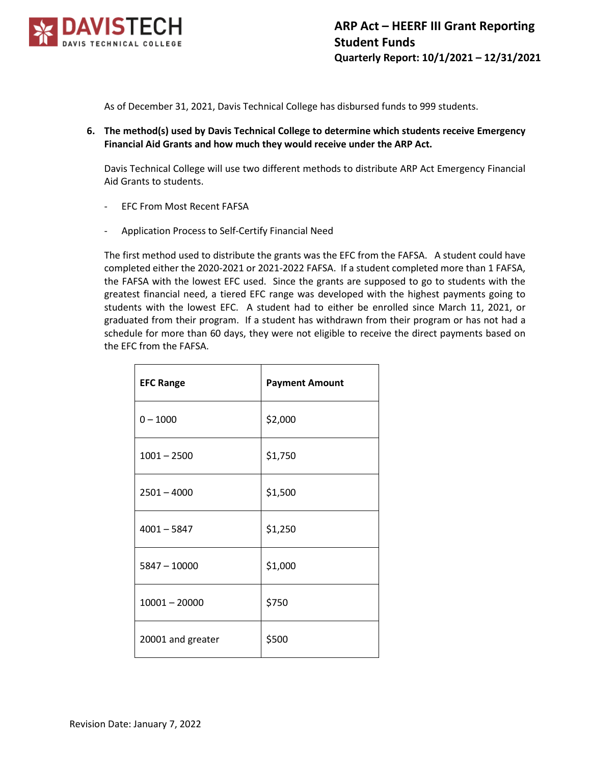As of December 31, 2021, Davis Technical College has disbursed funds to 999 students.

6. **The method(s) used by Davis Technical College to determine which students receive Emergency Financial Aid Grants and how much they would receive under the ARP Act.**

   Davis Technical College will use two different methods to distribute ARP Act Emergency Financial Aid Grants to students.

   - EFC From Most Recent FAFSA
   - Application Process to Self-Certify Financial Need

   The first method used to distribute the grants was the EFC from the FAFSA. A student could have completed either the 2020-2021 or 2021-2022 FAFSA. If a student completed more than 1 FAFSA, the FAFSA with the lowest EFC used. Since the grants are supposed to go to students with the greatest financial need, a tiered EFC range was developed with the highest payments going to students with the lowest EFC. A student had to either be enrolled since March 11, 2021, or graduated from their program. If a student has withdrawn from their program or has not had a schedule for more than 60 days, they were not eligible to receive the direct payments based on the EFC from the FAFSA.

| **EFC Range** | **Payment Amount** |
|---|---|
| 0 – 1000 | $2,000 |
| 1001 – 2500 | $1,750 |
| 2501 – 4000 | $1,500 |
| 4001 – 5847 | $1,250 |
| 5847 – 10000 | $1,000 |
| 10001 – 20000 | $750 |
| 20001 and greater | $500 |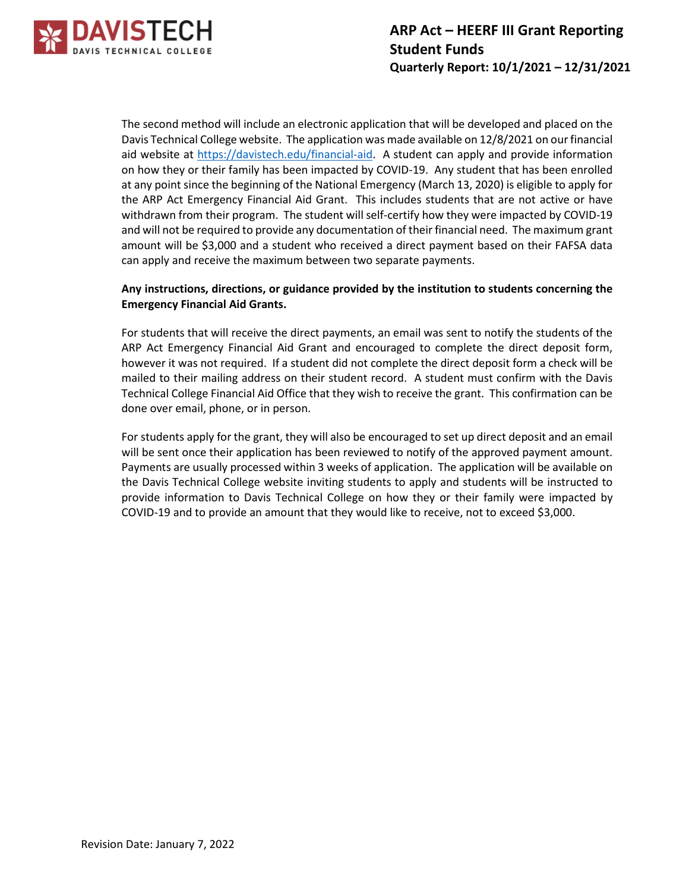The second method will include an electronic application that will be developed and placed on the Davis Technical College website. The application was made available on 12/8/2021 on our financial aid website at https://davistech.edu/financial-aid. A student can apply and provide information on how they or their family has been impacted by COVID-19. Any student that has been enrolled at any point since the beginning of the National Emergency (March 13, 2020) is eligible to apply for the ARP Act Emergency Financial Aid Grant. This includes students that are not active or have withdrawn from their program. The student will self-certify how they were impacted by COVID-19 and will not be required to provide any documentation of their financial need. The maximum grant amount will be $3,000 and a student who received a direct payment based on their FAFSA data can apply and receive the maximum between two separate payments.

**Any instructions, directions, or guidance provided by the institution to students concerning the Emergency Financial Aid Grants.**

For students that will receive the direct payments, an email was sent to notify the students of the ARP Act Emergency Financial Aid Grant and encouraged to complete the direct deposit form, however it was not required. If a student did not complete the direct deposit form a check will be mailed to their mailing address on their student record. A student must confirm with the Davis Technical College Financial Aid Office that they wish to receive the grant. This confirmation can be done over email, phone, or in person.

For students apply for the grant, they will also be encouraged to set up direct deposit and an email will be sent once their application has been reviewed to notify of the approved payment amount. Payments are usually processed within 3 weeks of application. The application will be available on the Davis Technical College website inviting students to apply and students will be instructed to provide information to Davis Technical College on how they or their family were impacted by COVID-19 and to provide an amount that they would like to receive, not to exceed $3,000.